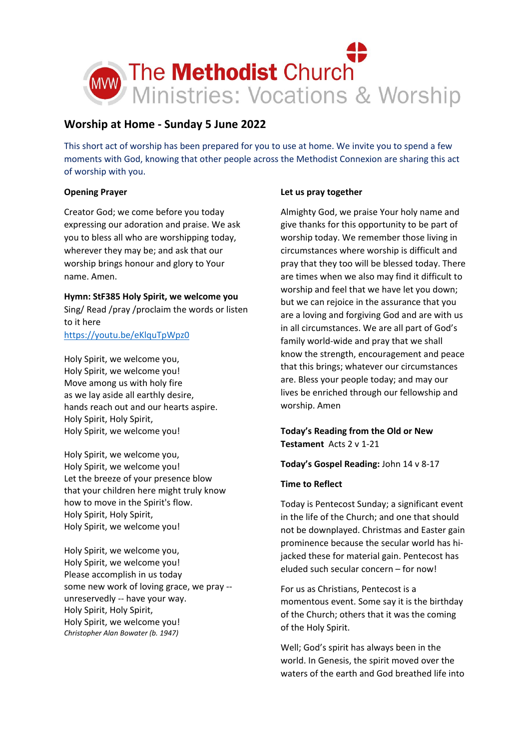# The Methodist Church
## Ministries: Vocations & Worship

## Worship at Home - Sunday 5 June 2022

This short act of worship has been prepared for you to use at home. We invite you to spend a few moments with God, knowing that other people across the Methodist Connexion are sharing this act of worship with you.

**Opening Prayer**

Creator God; we come before you today expressing our adoration and praise. We ask you to bless all who are worshipping today, wherever they may be; and ask that our worship brings honour and glory to Your name. Amen.

**Hymn: StF385 Holy Spirit, we welcome you**
Sing/ Read /pray /proclaim the words or listen to it here
https://youtu.be/eKlquTpWpz0

Holy Spirit, we welcome you,
Holy Spirit, we welcome you!
Move among us with holy fire
as we lay aside all earthly desire,
hands reach out and our hearts aspire.
Holy Spirit, Holy Spirit,
Holy Spirit, we welcome you!

Holy Spirit, we welcome you,
Holy Spirit, we welcome you!
Let the breeze of your presence blow
that your children here might truly know
how to move in the Spirit's flow.
Holy Spirit, Holy Spirit,
Holy Spirit, we welcome you!

Holy Spirit, we welcome you,
Holy Spirit, we welcome you!
Please accomplish in us today
some new work of loving grace, we pray --
unreservedly -- have your way.
Holy Spirit, Holy Spirit,
Holy Spirit, we welcome you!
*Christopher Alan Bowater (b. 1947)*

**Let us pray together**

Almighty God, we praise Your holy name and give thanks for this opportunity to be part of worship today. We remember those living in circumstances where worship is difficult and pray that they too will be blessed today. There are times when we also may find it difficult to worship and feel that we have let you down; but we can rejoice in the assurance that you are a loving and forgiving God and are with us in all circumstances. We are all part of God's family world-wide and pray that we shall know the strength, encouragement and peace that this brings; whatever our circumstances are. Bless your people today; and may our lives be enriched through our fellowship and worship. Amen

**Today's Reading from the Old or New Testament** Acts 2 v 1-21

**Today's Gospel Reading:** John 14 v 8-17

**Time to Reflect**

Today is Pentecost Sunday; a significant event in the life of the Church; and one that should not be downplayed. Christmas and Easter gain prominence because the secular world has hi-jacked these for material gain. Pentecost has eluded such secular concern – for now!

For us as Christians, Pentecost is a momentous event. Some say it is the birthday of the Church; others that it was the coming of the Holy Spirit.

Well; God's spirit has always been in the world. In Genesis, the spirit moved over the waters of the earth and God breathed life into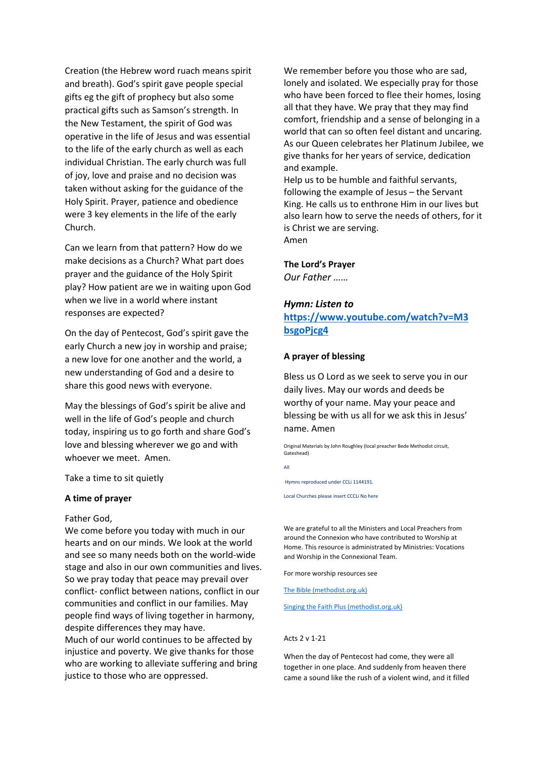Creation (the Hebrew word ruach means spirit and breath). God's spirit gave people special gifts eg the gift of prophecy but also some practical gifts such as Samson's strength. In the New Testament, the spirit of God was operative in the life of Jesus and was essential to the life of the early church as well as each individual Christian. The early church was full of joy, love and praise and no decision was taken without asking for the guidance of the Holy Spirit. Prayer, patience and obedience were 3 key elements in the life of the early Church.

Can we learn from that pattern? How do we make decisions as a Church? What part does prayer and the guidance of the Holy Spirit play? How patient are we in waiting upon God when we live in a world where instant responses are expected?

On the day of Pentecost, God's spirit gave the early Church a new joy in worship and praise; a new love for one another and the world, a new understanding of God and a desire to share this good news with everyone.

May the blessings of God's spirit be alive and well in the life of God's people and church today, inspiring us to go forth and share God's love and blessing wherever we go and with whoever we meet. Amen.

Take a time to sit quietly

**A time of prayer**

Father God,
We come before you today with much in our hearts and on our minds. We look at the world and see so many needs both on the world-wide stage and also in our own communities and lives. So we pray today that peace may prevail over conflict- conflict between nations, conflict in our communities and conflict in our families. May people find ways of living together in harmony, despite differences they may have.
Much of our world continues to be affected by injustice and poverty. We give thanks for those who are working to alleviate suffering and bring justice to those who are oppressed.

We remember before you those who are sad, lonely and isolated. We especially pray for those who have been forced to flee their homes, losing all that they have. We pray that they may find comfort, friendship and a sense of belonging in a world that can so often feel distant and uncaring. As our Queen celebrates her Platinum Jubilee, we give thanks for her years of service, dedication and example.
Help us to be humble and faithful servants, following the example of Jesus – the Servant King. He calls us to enthrone Him in our lives but also learn how to serve the needs of others, for it is Christ we are serving.
Amen

**The Lord's Prayer**
*Our Father ……*

***Hymn: Listen to***
**https://www.youtube.com/watch?v=M3bsgoPjcg4**

**A prayer of blessing**

Bless us O Lord as we seek to serve you in our daily lives. May our words and deeds be worthy of your name. May your peace and blessing be with us all for we ask this in Jesus' name. Amen

Original Materials by John Roughley (local preacher Bede Methodist circuit, Gateshead)

All

Hymns reproduced under CCLi 1144191.

Local Churches please insert CCCLi No here

We are grateful to all the Ministers and Local Preachers from around the Connexion who have contributed to Worship at Home. This resource is administrated by Ministries: Vocations and Worship in the Connexional Team.

For more worship resources see

The Bible (methodist.org.uk)

Singing the Faith Plus (methodist.org.uk)

Acts 2 v 1-21

When the day of Pentecost had come, they were all together in one place. And suddenly from heaven there came a sound like the rush of a violent wind, and it filled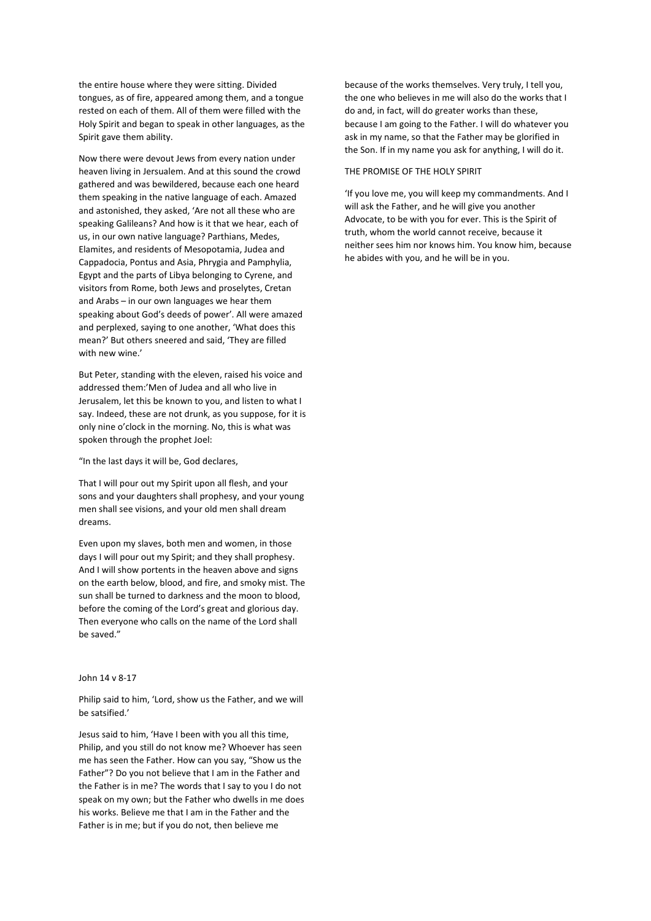the entire house where they were sitting. Divided tongues, as of fire, appeared among them, and a tongue rested on each of them. All of them were filled with the Holy Spirit and began to speak in other languages, as the Spirit gave them ability.

Now there were devout Jews from every nation under heaven living in Jersualem. And at this sound the crowd gathered and was bewildered, because each one heard them speaking in the native language of each. Amazed and astonished, they asked, 'Are not all these who are speaking Galileans? And how is it that we hear, each of us, in our own native language? Parthians, Medes, Elamites, and residents of Mesopotamia, Judea and Cappadocia, Pontus and Asia, Phrygia and Pamphylia, Egypt and the parts of Libya belonging to Cyrene, and visitors from Rome, both Jews and proselytes, Cretan and Arabs – in our own languages we hear them speaking about God's deeds of power'. All were amazed and perplexed, saying to one another, 'What does this mean?' But others sneered and said, 'They are filled with new wine.'

But Peter, standing with the eleven, raised his voice and addressed them:'Men of Judea and all who live in Jerusalem, let this be known to you, and listen to what I say. Indeed, these are not drunk, as you suppose, for it is only nine o'clock in the morning. No, this is what was spoken through the prophet Joel:

"In the last days it will be, God declares,

That I will pour out my Spirit upon all flesh, and your sons and your daughters shall prophesy, and your young men shall see visions, and your old men shall dream dreams.

Even upon my slaves, both men and women, in those days I will pour out my Spirit; and they shall prophesy. And I will show portents in the heaven above and signs on the earth below, blood, and fire, and smoky mist. The sun shall be turned to darkness and the moon to blood, before the coming of the Lord's great and glorious day. Then everyone who calls on the name of the Lord shall be saved."

John 14 v 8-17

Philip said to him, 'Lord, show us the Father, and we will be satsified.'

Jesus said to him, 'Have I been with you all this time, Philip, and you still do not know me? Whoever has seen me has seen the Father. How can you say, "Show us the Father"? Do you not believe that I am in the Father and the Father is in me? The words that I say to you I do not speak on my own; but the Father who dwells in me does his works. Believe me that I am in the Father and the Father is in me; but if you do not, then believe me because of the works themselves. Very truly, I tell you, the one who believes in me will also do the works that I do and, in fact, will do greater works than these, because I am going to the Father. I will do whatever you ask in my name, so that the Father may be glorified in the Son. If in my name you ask for anything, I will do it.

THE PROMISE OF THE HOLY SPIRIT

'If you love me, you will keep my commandments. And I will ask the Father, and he will give you another Advocate, to be with you for ever. This is the Spirit of truth, whom the world cannot receive, because it neither sees him nor knows him. You know him, because he abides with you, and he will be in you.